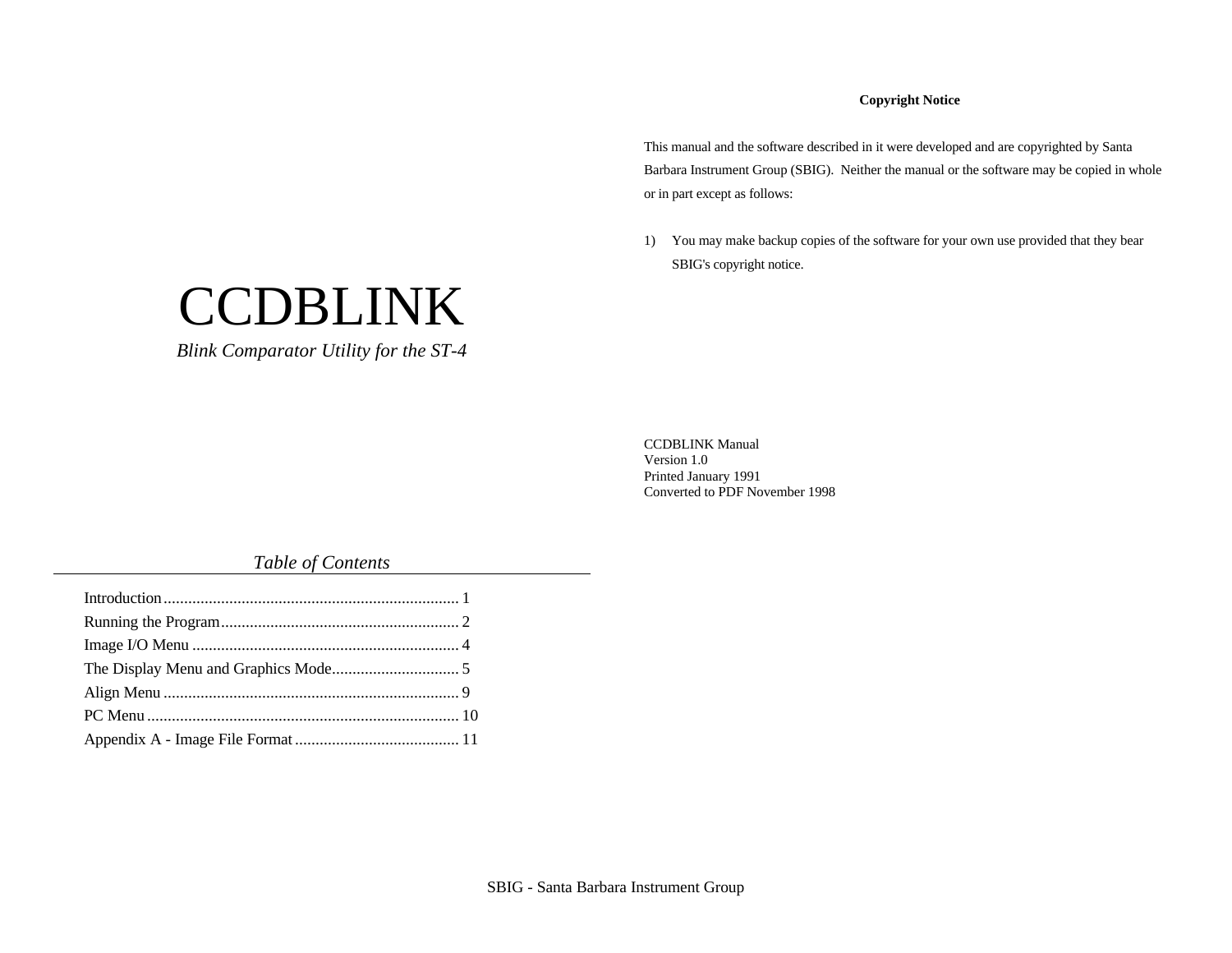# CCDBLINK

*Blink Comparator Utility for the ST-4*

## *Table of Contents*

Introduction........................................................................ 1
Running the Program.......................................................... 2
Image I/O Menu ................................................................. 4
The Display Menu and Graphics Mode............................... 5
Align Menu ........................................................................ 9
PC Menu ............................................................................ 10
Appendix A - Image File Format ........................................ 11

**Copyright Notice**

This manual and the software described in it were developed and are copyrighted by Santa Barbara Instrument Group (SBIG). Neither the manual or the software may be copied in whole or in part except as follows:

1) You may make backup copies of the software for your own use provided that they bear SBIG's copyright notice.

CCDBLINK Manual
Version 1.0
Printed January 1991
Converted to PDF November 1998

SBIG - Santa Barbara Instrument Group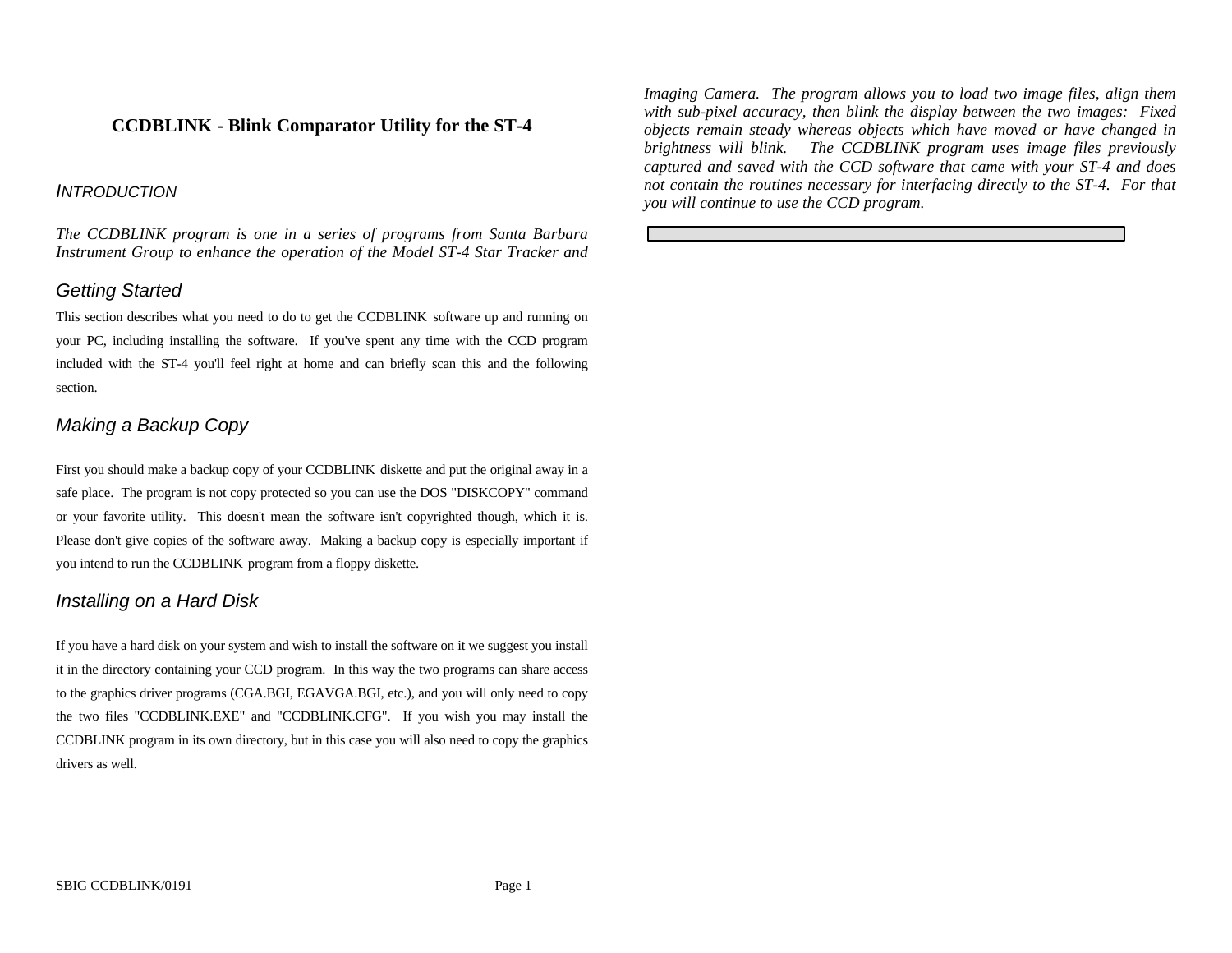# CCDBLINK - Blink Comparator Utility for the ST-4

## INTRODUCTION

*The CCDBLINK program is one in a series of programs from Santa Barbara Instrument Group to enhance the operation of the Model ST-4 Star Tracker and Imaging Camera. The program allows you to load two image files, align them with sub-pixel accuracy, then blink the display between the two images: Fixed objects remain steady whereas objects which have moved or have changed in brightness will blink. The CCDBLINK program uses image files previously captured and saved with the CCD software that came with your ST-4 and does not contain the routines necessary for interfacing directly to the ST-4. For that you will continue to use the CCD program.*

## Getting Started

This section describes what you need to do to get the CCDBLINK software up and running on your PC, including installing the software. If you've spent any time with the CCD program included with the ST-4 you'll feel right at home and can briefly scan this and the following section.

## Making a Backup Copy

First you should make a backup copy of your CCDBLINK diskette and put the original away in a safe place. The program is not copy protected so you can use the DOS "DISKCOPY" command or your favorite utility. This doesn't mean the software isn't copyrighted though, which it is. Please don't give copies of the software away. Making a backup copy is especially important if you intend to run the CCDBLINK program from a floppy diskette.

## Installing on a Hard Disk

If you have a hard disk on your system and wish to install the software on it we suggest you install it in the directory containing your CCD program. In this way the two programs can share access to the graphics driver programs (CGA.BGI, EGAVGA.BGI, etc.), and you will only need to copy the two files "CCDBLINK.EXE" and "CCDBLINK.CFG". If you wish you may install the CCDBLINK program in its own directory, but in this case you will also need to copy the graphics drivers as well.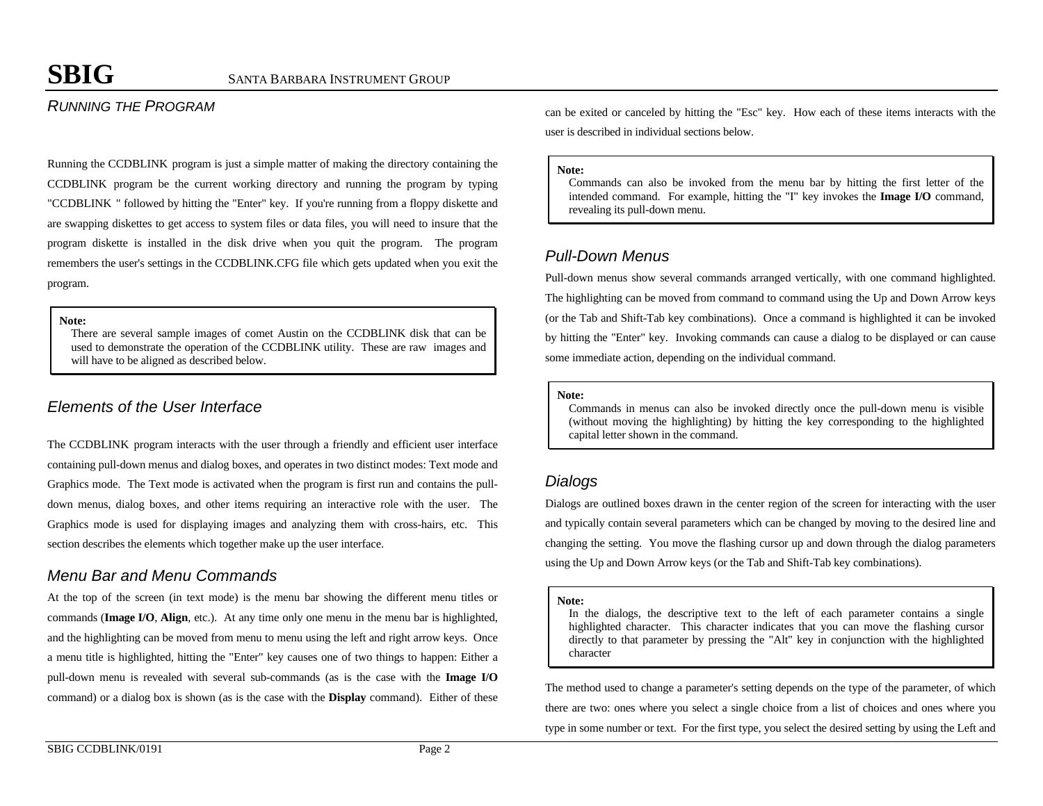## *Running the Program*

Running the CCDBLINK program is just a simple matter of making the directory containing the CCDBLINK program be the current working directory and running the program by typing "CCDBLINK " followed by hitting the "Enter" key. If you're running from a floppy diskette and are swapping diskettes to get access to system files or data files, you will need to insure that the program diskette is installed in the disk drive when you quit the program. The program remembers the user's settings in the CCDBLINK.CFG file which gets updated when you exit the program.

> **Note:**
> There are several sample images of comet Austin on the CCDBLINK disk that can be used to demonstrate the operation of the CCDBLINK utility. These are raw images and will have to be aligned as described below.

## *Elements of the User Interface*

The CCDBLINK program interacts with the user through a friendly and efficient user interface containing pull-down menus and dialog boxes, and operates in two distinct modes: Text mode and Graphics mode. The Text mode is activated when the program is first run and contains the pull-down menus, dialog boxes, and other items requiring an interactive role with the user. The Graphics mode is used for displaying images and analyzing them with cross-hairs, etc. This section describes the elements which together make up the user interface.

### *Menu Bar and Menu Commands*

At the top of the screen (in text mode) is the menu bar showing the different menu titles or commands (**Image I/O**, **Align**, etc.). At any time only one menu in the menu bar is highlighted, and the highlighting can be moved from menu to menu using the left and right arrow keys. Once a menu title is highlighted, hitting the "Enter" key causes one of two things to happen: Either a pull-down menu is revealed with several sub-commands (as is the case with the **Image I/O** command) or a dialog box is shown (as is the case with the **Display** command). Either of these can be exited or canceled by hitting the "Esc" key. How each of these items interacts with the user is described in individual sections below.

> **Note:**
> Commands can also be invoked from the menu bar by hitting the first letter of the intended command. For example, hitting the "I" key invokes the **Image I/O** command, revealing its pull-down menu.

### *Pull-Down Menus*

Pull-down menus show several commands arranged vertically, with one command highlighted. The highlighting can be moved from command to command using the Up and Down Arrow keys (or the Tab and Shift-Tab key combinations). Once a command is highlighted it can be invoked by hitting the "Enter" key. Invoking commands can cause a dialog to be displayed or can cause some immediate action, depending on the individual command.

> **Note:**
> Commands in menus can also be invoked directly once the pull-down menu is visible (without moving the highlighting) by hitting the key corresponding to the highlighted capital letter shown in the command.

### *Dialogs*

Dialogs are outlined boxes drawn in the center region of the screen for interacting with the user and typically contain several parameters which can be changed by moving to the desired line and changing the setting. You move the flashing cursor up and down through the dialog parameters using the Up and Down Arrow keys (or the Tab and Shift-Tab key combinations).

> **Note:**
> In the dialogs, the descriptive text to the left of each parameter contains a single highlighted character. This character indicates that you can move the flashing cursor directly to that parameter by pressing the "Alt" key in conjunction with the highlighted character

The method used to change a parameter's setting depends on the type of the parameter, of which there are two: ones where you select a single choice from a list of choices and ones where you type in some number or text. For the first type, you select the desired setting by using the Left and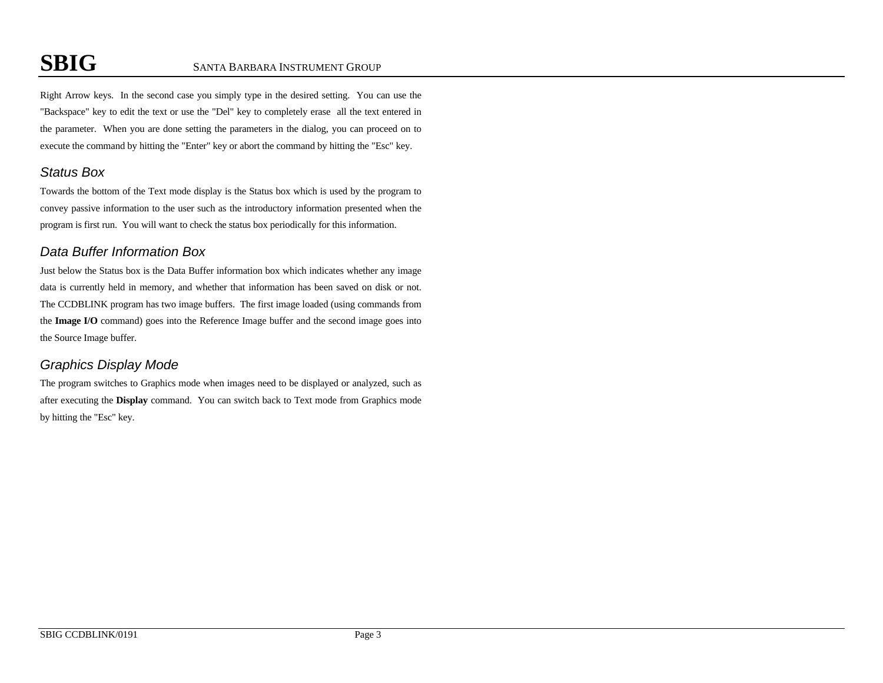Right Arrow keys. In the second case you simply type in the desired setting. You can use the "Backspace" key to edit the text or use the "Del" key to completely erase all the text entered in the parameter. When you are done setting the parameters in the dialog, you can proceed on to execute the command by hitting the "Enter" key or abort the command by hitting the "Esc" key.

### *Status Box*

Towards the bottom of the Text mode display is the Status box which is used by the program to convey passive information to the user such as the introductory information presented when the program is first run. You will want to check the status box periodically for this information.

### *Data Buffer Information Box*

Just below the Status box is the Data Buffer information box which indicates whether any image data is currently held in memory, and whether that information has been saved on disk or not. The CCDBLINK program has two image buffers. The first image loaded (using commands from the **Image I/O** command) goes into the Reference Image buffer and the second image goes into the Source Image buffer.

### *Graphics Display Mode*

The program switches to Graphics mode when images need to be displayed or analyzed, such as after executing the **Display** command. You can switch back to Text mode from Graphics mode by hitting the "Esc" key.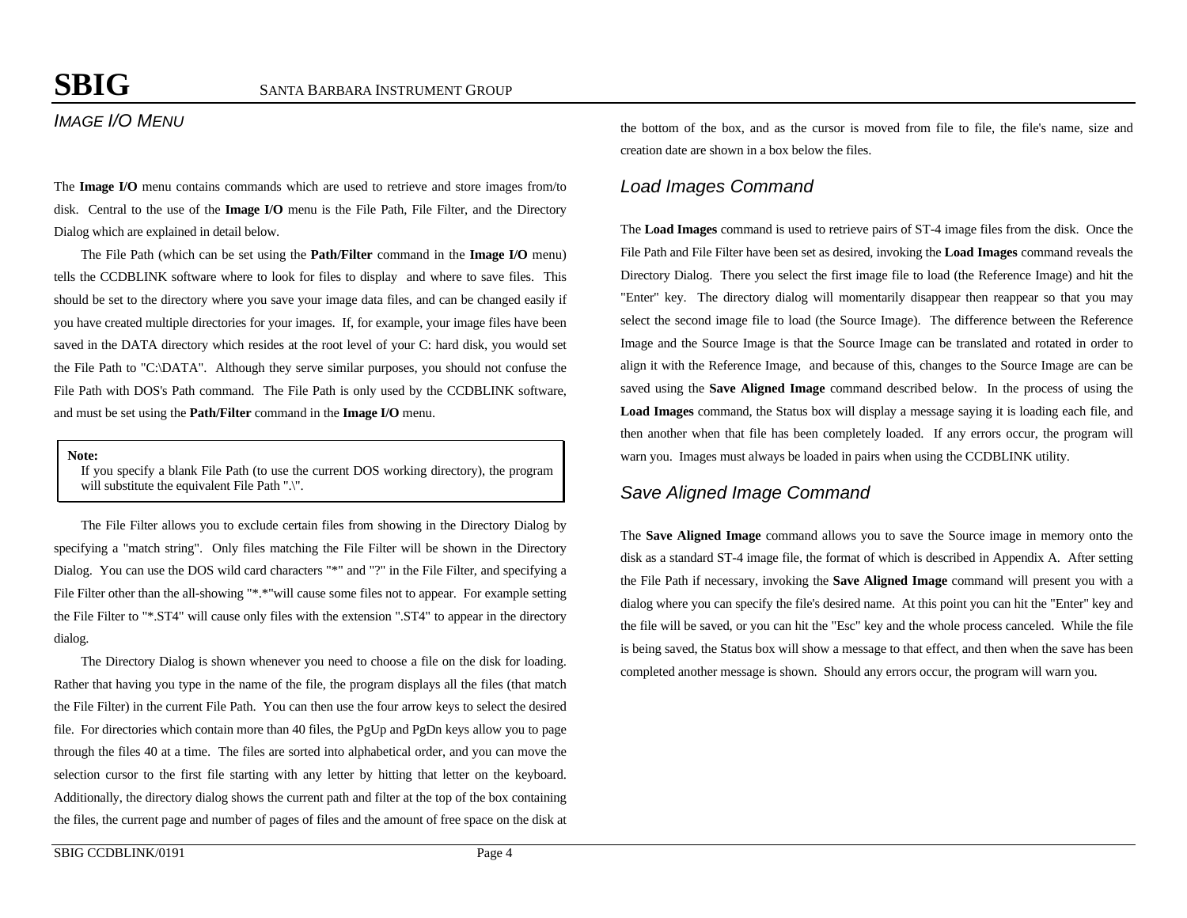## *Image I/O Menu*

The **Image I/O** menu contains commands which are used to retrieve and store images from/to disk. Central to the use of the **Image I/O** menu is the File Path, File Filter, and the Directory Dialog which are explained in detail below.

The File Path (which can be set using the **Path/Filter** command in the **Image I/O** menu) tells the CCDBLINK software where to look for files to display and where to save files. This should be set to the directory where you save your image data files, and can be changed easily if you have created multiple directories for your images. If, for example, your image files have been saved in the DATA directory which resides at the root level of your C: hard disk, you would set the File Path to "C:\DATA". Although they serve similar purposes, you should not confuse the File Path with DOS's Path command. The File Path is only used by the CCDBLINK software, and must be set using the **Path/Filter** command in the **Image I/O** menu.

> **Note:**
> If you specify a blank File Path (to use the current DOS working directory), the program will substitute the equivalent File Path ".\".

The File Filter allows you to exclude certain files from showing in the Directory Dialog by specifying a "match string". Only files matching the File Filter will be shown in the Directory Dialog. You can use the DOS wild card characters "*" and "?" in the File Filter, and specifying a File Filter other than the all-showing "*.*"will cause some files not to appear. For example setting the File Filter to "*.ST4" will cause only files with the extension ".ST4" to appear in the directory dialog.

The Directory Dialog is shown whenever you need to choose a file on the disk for loading. Rather that having you type in the name of the file, the program displays all the files (that match the File Filter) in the current File Path. You can then use the four arrow keys to select the desired file. For directories which contain more than 40 files, the PgUp and PgDn keys allow you to page through the files 40 at a time. The files are sorted into alphabetical order, and you can move the selection cursor to the first file starting with any letter by hitting that letter on the keyboard. Additionally, the directory dialog shows the current path and filter at the top of the box containing the files, the current page and number of pages of files and the amount of free space on the disk at the bottom of the box, and as the cursor is moved from file to file, the file's name, size and creation date are shown in a box below the files.

### *Load Images Command*

The **Load Images** command is used to retrieve pairs of ST-4 image files from the disk. Once the File Path and File Filter have been set as desired, invoking the **Load Images** command reveals the Directory Dialog. There you select the first image file to load (the Reference Image) and hit the "Enter" key. The directory dialog will momentarily disappear then reappear so that you may select the second image file to load (the Source Image). The difference between the Reference Image and the Source Image is that the Source Image can be translated and rotated in order to align it with the Reference Image, and because of this, changes to the Source Image are can be saved using the **Save Aligned Image** command described below. In the process of using the **Load Images** command, the Status box will display a message saying it is loading each file, and then another when that file has been completely loaded. If any errors occur, the program will warn you. Images must always be loaded in pairs when using the CCDBLINK utility.

### *Save Aligned Image Command*

The **Save Aligned Image** command allows you to save the Source image in memory onto the disk as a standard ST-4 image file, the format of which is described in Appendix A. After setting the File Path if necessary, invoking the **Save Aligned Image** command will present you with a dialog where you can specify the file's desired name. At this point you can hit the "Enter" key and the file will be saved, or you can hit the "Esc" key and the whole process canceled. While the file is being saved, the Status box will show a message to that effect, and then when the save has been completed another message is shown. Should any errors occur, the program will warn you.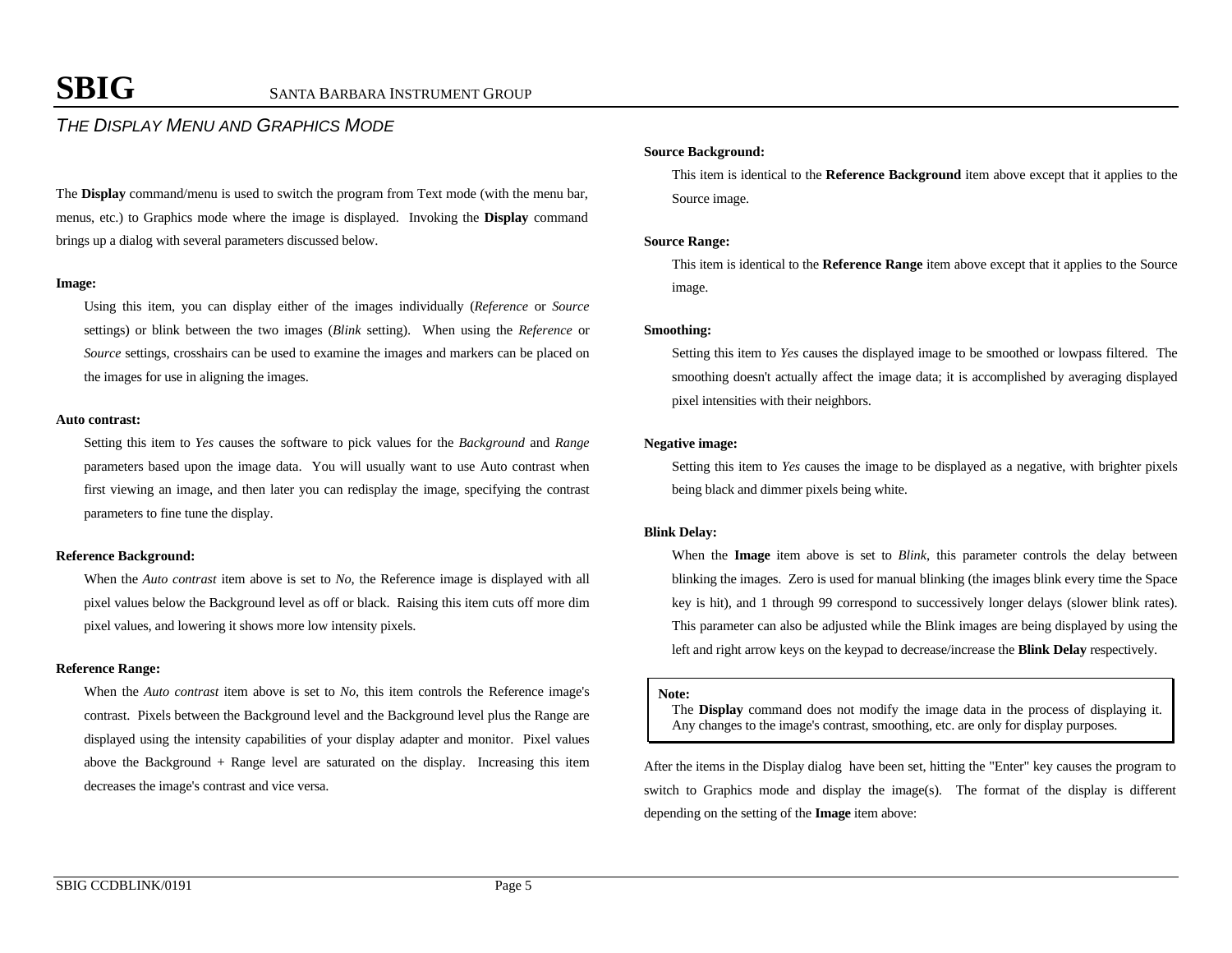## *THE DISPLAY MENU AND GRAPHICS MODE*

The **Display** command/menu is used to switch the program from Text mode (with the menu bar, menus, etc.) to Graphics mode where the image is displayed. Invoking the **Display** command brings up a dialog with several parameters discussed below.

**Image:**

Using this item, you can display either of the images individually (*Reference* or *Source* settings) or blink between the two images (*Blink* setting). When using the *Reference* or *Source* settings, crosshairs can be used to examine the images and markers can be placed on the images for use in aligning the images.

**Auto contrast:**

Setting this item to *Yes* causes the software to pick values for the *Background* and *Range* parameters based upon the image data. You will usually want to use Auto contrast when first viewing an image, and then later you can redisplay the image, specifying the contrast parameters to fine tune the display.

**Reference Background:**

When the *Auto contrast* item above is set to *No*, the Reference image is displayed with all pixel values below the Background level as off or black. Raising this item cuts off more dim pixel values, and lowering it shows more low intensity pixels.

**Reference Range:**

When the *Auto contrast* item above is set to *No*, this item controls the Reference image's contrast. Pixels between the Background level and the Background level plus the Range are displayed using the intensity capabilities of your display adapter and monitor. Pixel values above the Background + Range level are saturated on the display. Increasing this item decreases the image's contrast and vice versa.

**Source Background:**

This item is identical to the **Reference Background** item above except that it applies to the Source image.

**Source Range:**

This item is identical to the **Reference Range** item above except that it applies to the Source image.

**Smoothing:**

Setting this item to *Yes* causes the displayed image to be smoothed or lowpass filtered. The smoothing doesn't actually affect the image data; it is accomplished by averaging displayed pixel intensities with their neighbors.

**Negative image:**

Setting this item to *Yes* causes the image to be displayed as a negative, with brighter pixels being black and dimmer pixels being white.

**Blink Delay:**

When the **Image** item above is set to *Blink*, this parameter controls the delay between blinking the images. Zero is used for manual blinking (the images blink every time the Space key is hit), and 1 through 99 correspond to successively longer delays (slower blink rates). This parameter can also be adjusted while the Blink images are being displayed by using the left and right arrow keys on the keypad to decrease/increase the **Blink Delay** respectively.

> **Note:**
> The **Display** command does not modify the image data in the process of displaying it. Any changes to the image's contrast, smoothing, etc. are only for display purposes.

After the items in the Display dialog have been set, hitting the "Enter" key causes the program to switch to Graphics mode and display the image(s). The format of the display is different depending on the setting of the **Image** item above: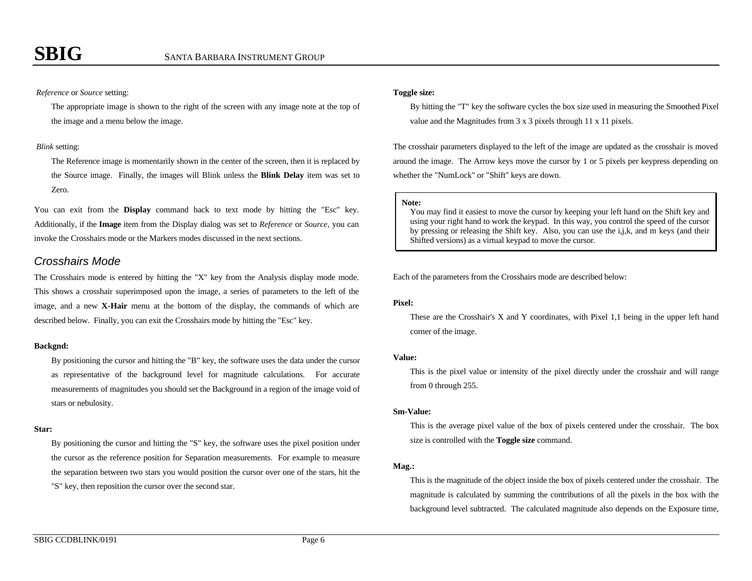*Reference* or *Source* setting:

The appropriate image is shown to the right of the screen with any image note at the top of the image and a menu below the image.

*Blink* setting:

The Reference image is momentarily shown in the center of the screen, then it is replaced by the Source image. Finally, the images will Blink unless the **Blink Delay** item was set to Zero.

You can exit from the **Display** command back to text mode by hitting the "Esc" key. Additionally, if the **Image** item from the Display dialog was set to *Reference* or *Source*, you can invoke the Crosshairs mode or the Markers modes discussed in the next sections.

## Crosshairs Mode

The Crosshairs mode is entered by hitting the "X" key from the Analysis display mode mode. This shows a crosshair superimposed upon the image, a series of parameters to the left of the image, and a new **X-Hair** menu at the bottom of the display, the commands of which are described below. Finally, you can exit the Crosshairs mode by hitting the "Esc" key.

**Backgnd:**

By positioning the cursor and hitting the "B" key, the software uses the data under the cursor as representative of the background level for magnitude calculations. For accurate measurements of magnitudes you should set the Background in a region of the image void of stars or nebulosity.

**Star:**

By positioning the cursor and hitting the "S" key, the software uses the pixel position under the cursor as the reference position for Separation measurements. For example to measure the separation between two stars you would position the cursor over one of the stars, hit the "S" key, then reposition the cursor over the second star.

**Toggle size:**

By hitting the "T" key the software cycles the box size used in measuring the Smoothed Pixel value and the Magnitudes from 3 x 3 pixels through 11 x 11 pixels.

The crosshair parameters displayed to the left of the image are updated as the crosshair is moved around the image. The Arrow keys move the cursor by 1 or 5 pixels per keypress depending on whether the "NumLock" or "Shift" keys are down.

> **Note:**
> You may find it easiest to move the cursor by keeping your left hand on the Shift key and using your right hand to work the keypad. In this way, you control the speed of the cursor by pressing or releasing the Shift key. Also, you can use the i,j,k, and m keys (and their Shifted versions) as a virtual keypad to move the cursor.

Each of the parameters from the Crosshairs mode are described below:

**Pixel:**

These are the Crosshair's X and Y coordinates, with Pixel 1,1 being in the upper left hand corner of the image.

**Value:**

This is the pixel value or intensity of the pixel directly under the crosshair and will range from 0 through 255.

**Sm-Value:**

This is the average pixel value of the box of pixels centered under the crosshair. The box size is controlled with the **Toggle size** command.

**Mag.:**

This is the magnitude of the object inside the box of pixels centered under the crosshair. The magnitude is calculated by summing the contributions of all the pixels in the box with the background level subtracted. The calculated magnitude also depends on the Exposure time,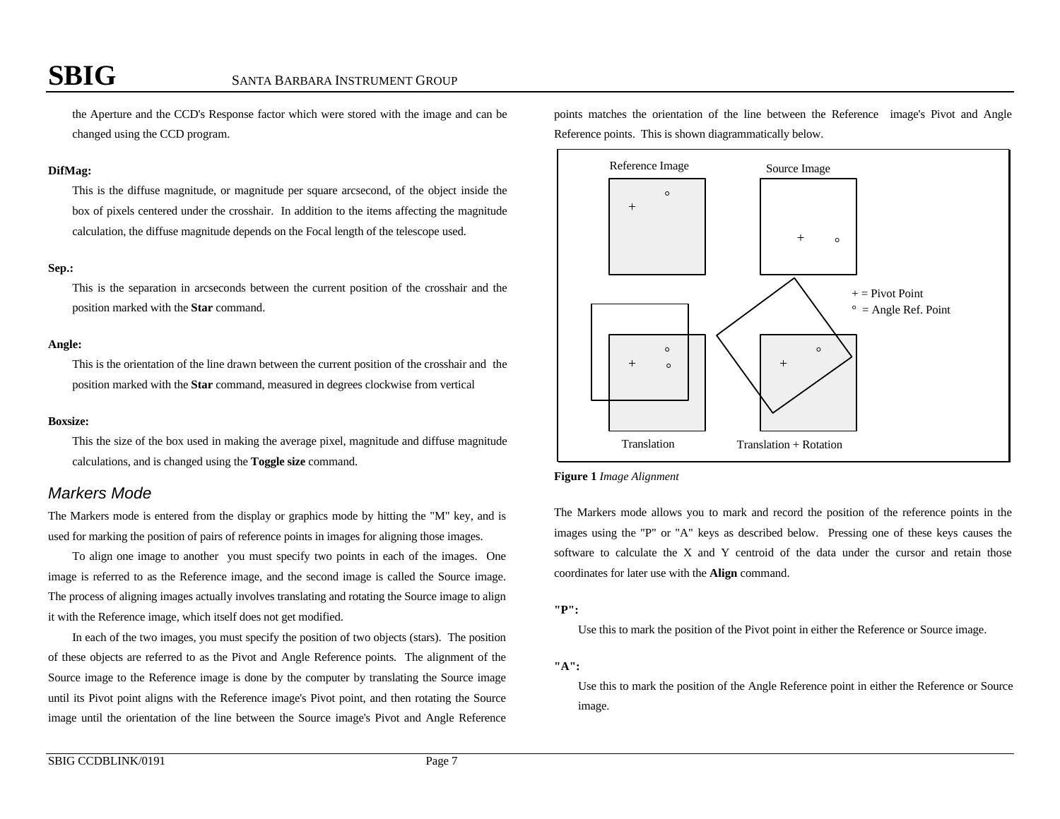the Aperture and the CCD's Response factor which were stored with the image and can be changed using the CCD program.

**DifMag:**

This is the diffuse magnitude, or magnitude per square arcsecond, of the object inside the box of pixels centered under the crosshair. In addition to the items affecting the magnitude calculation, the diffuse magnitude depends on the Focal length of the telescope used.

**Sep.:**

This is the separation in arcseconds between the current position of the crosshair and the position marked with the **Star** command.

**Angle:**

This is the orientation of the line drawn between the current position of the crosshair and the position marked with the **Star** command, measured in degrees clockwise from vertical

**Boxsize:**

This the size of the box used in making the average pixel, magnitude and diffuse magnitude calculations, and is changed using the **Toggle size** command.

## *Markers Mode*

The Markers mode is entered from the display or graphics mode by hitting the "M" key, and is used for marking the position of pairs of reference points in images for aligning those images.

To align one image to another you must specify two points in each of the images. One image is referred to as the Reference image, and the second image is called the Source image. The process of aligning images actually involves translating and rotating the Source image to align it with the Reference image, which itself does not get modified.

In each of the two images, you must specify the position of two objects (stars). The position of these objects are referred to as the Pivot and Angle Reference points. The alignment of the Source image to the Reference image is done by the computer by translating the Source image until its Pivot point aligns with the Reference image's Pivot point, and then rotating the Source image until the orientation of the line between the Source image's Pivot and Angle Reference points matches the orientation of the line between the Reference image's Pivot and Angle Reference points. This is shown diagrammatically below.

Reference Image | Source Image

+ = Pivot Point
° = Angle Ref. Point

Translation | Translation + Rotation

**Figure 1** *Image Alignment*

The Markers mode allows you to mark and record the position of the reference points in the images using the "P" or "A" keys as described below. Pressing one of these keys causes the software to calculate the X and Y centroid of the data under the cursor and retain those coordinates for later use with the **Align** command.

**"P":**

Use this to mark the position of the Pivot point in either the Reference or Source image.

**"A":**

Use this to mark the position of the Angle Reference point in either the Reference or Source image.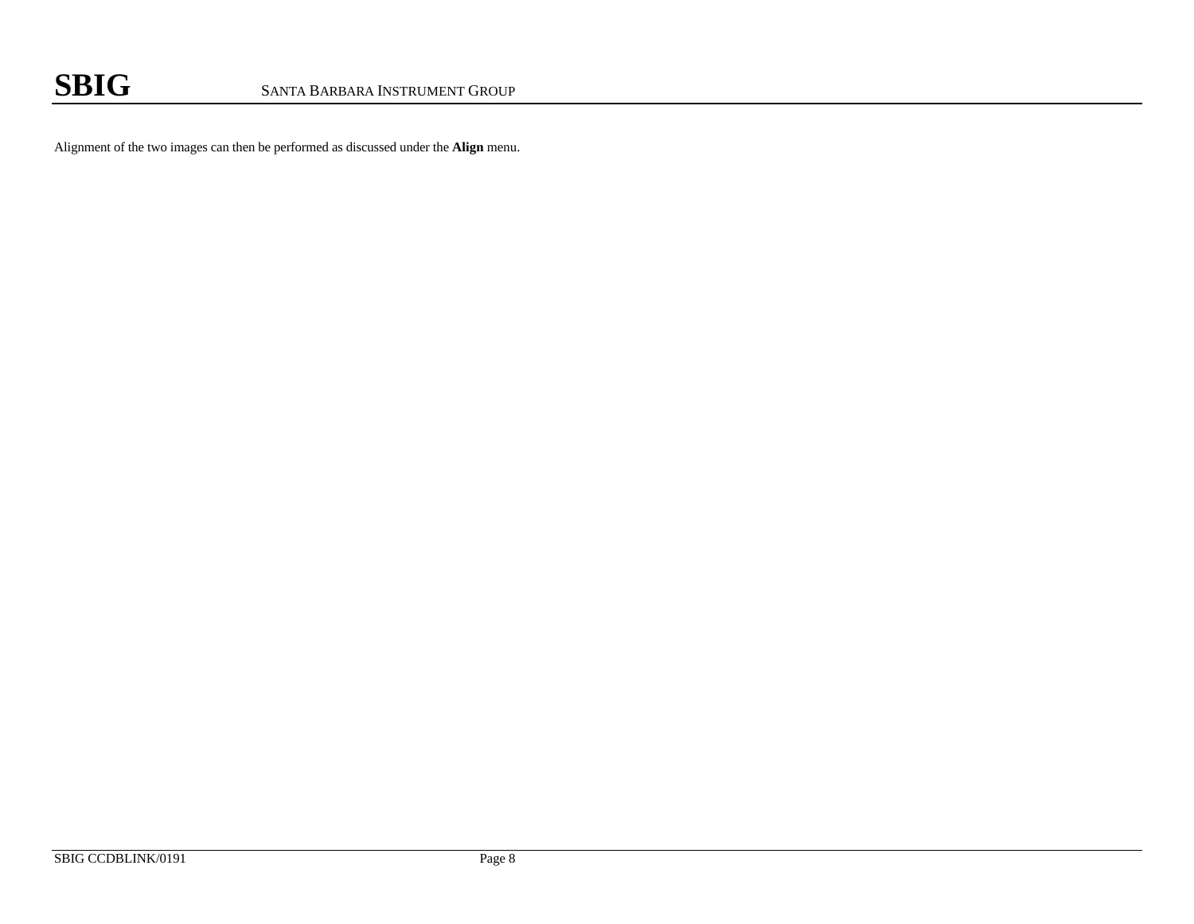Alignment of the two images can then be performed as discussed under the **Align** menu.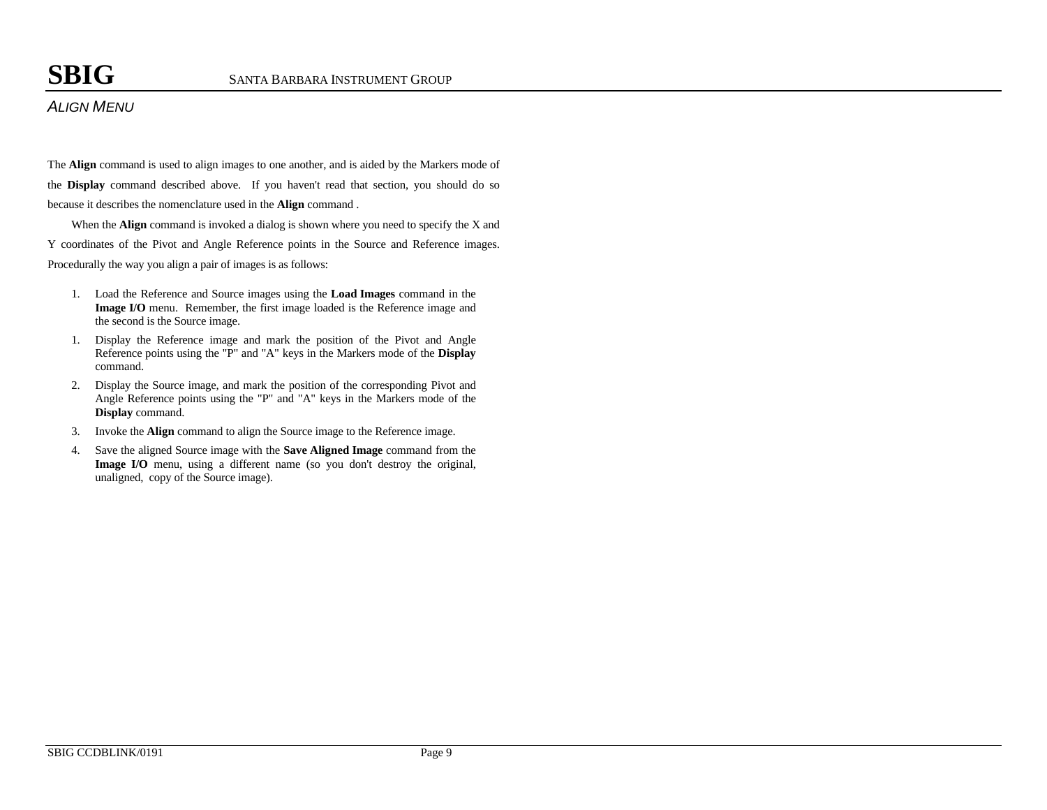## *ALIGN MENU*

The **Align** command is used to align images to one another, and is aided by the Markers mode of the **Display** command described above. If you haven't read that section, you should do so because it describes the nomenclature used in the **Align** command .

When the **Align** command is invoked a dialog is shown where you need to specify the X and Y coordinates of the Pivot and Angle Reference points in the Source and Reference images. Procedurally the way you align a pair of images is as follows:

1. Load the Reference and Source images using the **Load Images** command in the **Image I/O** menu. Remember, the first image loaded is the Reference image and the second is the Source image.
1. Display the Reference image and mark the position of the Pivot and Angle Reference points using the "P" and "A" keys in the Markers mode of the **Display** command.
2. Display the Source image, and mark the position of the corresponding Pivot and Angle Reference points using the "P" and "A" keys in the Markers mode of the **Display** command.
3. Invoke the **Align** command to align the Source image to the Reference image.
4. Save the aligned Source image with the **Save Aligned Image** command from the **Image I/O** menu, using a different name (so you don't destroy the original, unaligned, copy of the Source image).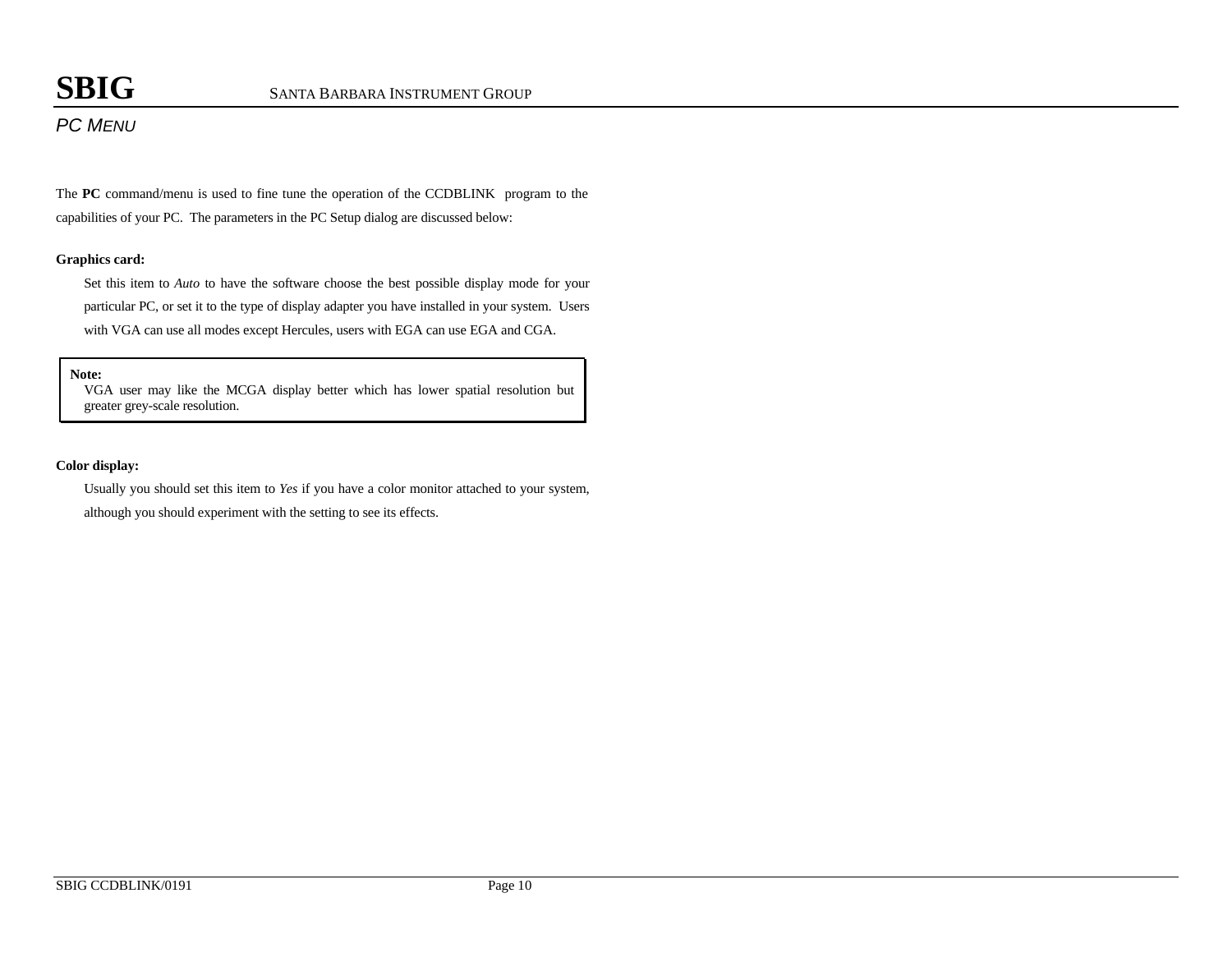## *PC Menu*

The **PC** command/menu is used to fine tune the operation of the CCDBLINK program to the capabilities of your PC. The parameters in the PC Setup dialog are discussed below:

**Graphics card:**

Set this item to *Auto* to have the software choose the best possible display mode for your particular PC, or set it to the type of display adapter you have installed in your system. Users with VGA can use all modes except Hercules, users with EGA can use EGA and CGA.

> **Note:**
> VGA user may like the MCGA display better which has lower spatial resolution but greater grey-scale resolution.

**Color display:**

Usually you should set this item to *Yes* if you have a color monitor attached to your system, although you should experiment with the setting to see its effects.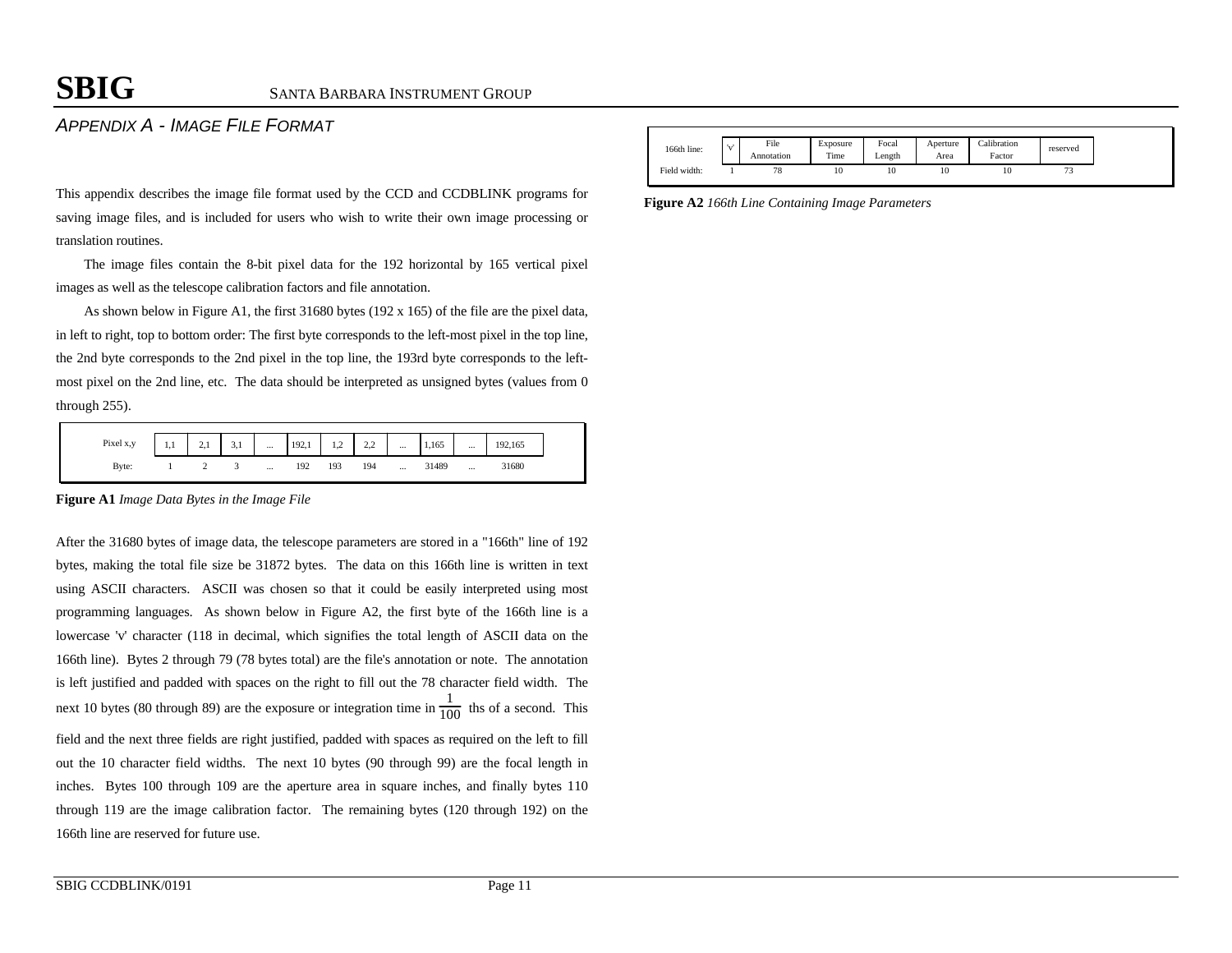## *Appendix A - Image File Format*

This appendix describes the image file format used by the CCD and CCDBLINK programs for saving image files, and is included for users who wish to write their own image processing or translation routines.

The image files contain the 8-bit pixel data for the 192 horizontal by 165 vertical pixel images as well as the telescope calibration factors and file annotation.

As shown below in Figure A1, the first 31680 bytes (192 x 165) of the file are the pixel data, in left to right, top to bottom order: The first byte corresponds to the left-most pixel in the top line, the 2nd byte corresponds to the 2nd pixel in the top line, the 193rd byte corresponds to the left-most pixel on the 2nd line, etc. The data should be interpreted as unsigned bytes (values from 0 through 255).

| | | | | | | | | | | | | |
|---|---|---|---|---|---|---|---|---|---|---|---|---|
| Pixel x,y | 1,1 | 2,1 | 3,1 | ... | 192,1 | 1,2 | 2,2 | ... | 1,165 | ... | 192,165 |
| Byte: | 1 | 2 | 3 | ... | 192 | 193 | 194 | ... | 31489 | ... | 31680 |

**Figure A1** *Image Data Bytes in the Image File*

After the 31680 bytes of image data, the telescope parameters are stored in a "166th" line of 192 bytes, making the total file size be 31872 bytes. The data on this 166th line is written in text using ASCII characters. ASCII was chosen so that it could be easily interpreted using most programming languages. As shown below in Figure A2, the first byte of the 166th line is a lowercase 'v' character (118 in decimal, which signifies the total length of ASCII data on the 166th line). Bytes 2 through 79 (78 bytes total) are the file's annotation or note. The annotation is left justified and padded with spaces on the right to fill out the 78 character field width. The next 10 bytes (80 through 89) are the exposure or integration time in $\frac{1}{100}$ ths of a second. This field and the next three fields are right justified, padded with spaces as required on the left to fill out the 10 character field widths. The next 10 bytes (90 through 99) are the focal length in inches. Bytes 100 through 109 are the aperture area in square inches, and finally bytes 110 through 119 are the image calibration factor. The remaining bytes (120 through 192) on the 166th line are reserved for future use.

| | | | | | | | |
|---|---|---|---|---|---|---|---|
| 166th line: | 'v' | File Annotation | Exposure Time | Focal Length | Aperture Area | Calibration Factor | reserved |
| Field width: | 1 | 78 | 10 | 10 | 10 | 10 | 73 |

**Figure A2** *166th Line Containing Image Parameters*